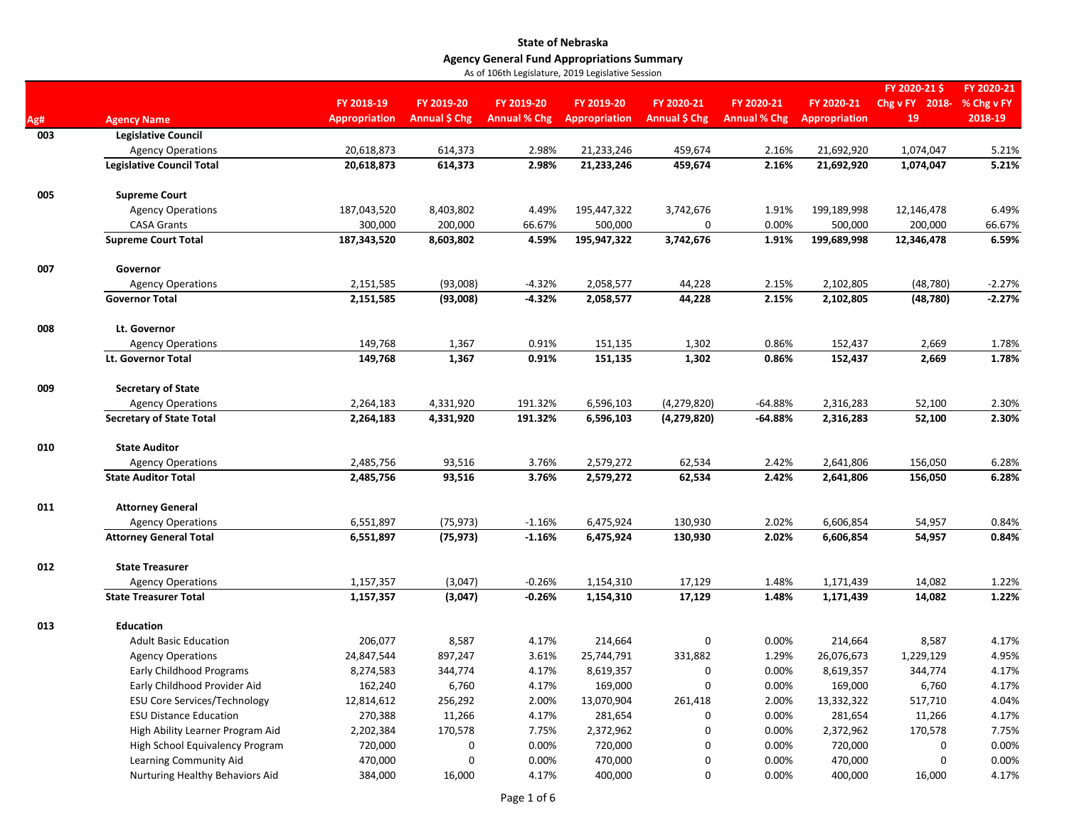**State of Nebraska**

**Agency General Fund Appropriations Summary**

As of 106th Legislature, 2019 Legislative Session

| Ag# | Agency Name | FY 2018-19 Appropriation | FY 2019-20 Annual $ Chg | FY 2019-20 Annual % Chg | FY 2019-20 Appropriation | FY 2020-21 Annual $ Chg | FY 2020-21 Annual % Chg | FY 2020-21 Appropriation | FY 2020-21 $ Chg v FY 2018-19 | FY 2020-21 % Chg v FY 2018-19 |
|---|---|---|---|---|---|---|---|---|---|---|
| 003 | **Legislative Council** | | | | | | | | | |
| | Agency Operations | 20,618,873 | 614,373 | 2.98% | 21,233,246 | 459,674 | 2.16% | 21,692,920 | 1,074,047 | 5.21% |
| | **Legislative Council Total** | **20,618,873** | **614,373** | **2.98%** | **21,233,246** | **459,674** | **2.16%** | **21,692,920** | **1,074,047** | **5.21%** |
| 005 | **Supreme Court** | | | | | | | | | |
| | Agency Operations | 187,043,520 | 8,403,802 | 4.49% | 195,447,322 | 3,742,676 | 1.91% | 199,189,998 | 12,146,478 | 6.49% |
| | CASA Grants | 300,000 | 200,000 | 66.67% | 500,000 | 0 | 0.00% | 500,000 | 200,000 | 66.67% |
| | **Supreme Court Total** | **187,343,520** | **8,603,802** | **4.59%** | **195,947,322** | **3,742,676** | **1.91%** | **199,689,998** | **12,346,478** | **6.59%** |
| 007 | **Governor** | | | | | | | | | |
| | Agency Operations | 2,151,585 | (93,008) | -4.32% | 2,058,577 | 44,228 | 2.15% | 2,102,805 | (48,780) | -2.27% |
| | **Governor Total** | **2,151,585** | **(93,008)** | **-4.32%** | **2,058,577** | **44,228** | **2.15%** | **2,102,805** | **(48,780)** | **-2.27%** |
| 008 | **Lt. Governor** | | | | | | | | | |
| | Agency Operations | 149,768 | 1,367 | 0.91% | 151,135 | 1,302 | 0.86% | 152,437 | 2,669 | 1.78% |
| | **Lt. Governor Total** | **149,768** | **1,367** | **0.91%** | **151,135** | **1,302** | **0.86%** | **152,437** | **2,669** | **1.78%** |
| 009 | **Secretary of State** | | | | | | | | | |
| | Agency Operations | 2,264,183 | 4,331,920 | 191.32% | 6,596,103 | (4,279,820) | -64.88% | 2,316,283 | 52,100 | 2.30% |
| | **Secretary of State Total** | **2,264,183** | **4,331,920** | **191.32%** | **6,596,103** | **(4,279,820)** | **-64.88%** | **2,316,283** | **52,100** | **2.30%** |
| 010 | **State Auditor** | | | | | | | | | |
| | Agency Operations | 2,485,756 | 93,516 | 3.76% | 2,579,272 | 62,534 | 2.42% | 2,641,806 | 156,050 | 6.28% |
| | **State Auditor Total** | **2,485,756** | **93,516** | **3.76%** | **2,579,272** | **62,534** | **2.42%** | **2,641,806** | **156,050** | **6.28%** |
| 011 | **Attorney General** | | | | | | | | | |
| | Agency Operations | 6,551,897 | (75,973) | -1.16% | 6,475,924 | 130,930 | 2.02% | 6,606,854 | 54,957 | 0.84% |
| | **Attorney General Total** | **6,551,897** | **(75,973)** | **-1.16%** | **6,475,924** | **130,930** | **2.02%** | **6,606,854** | **54,957** | **0.84%** |
| 012 | **State Treasurer** | | | | | | | | | |
| | Agency Operations | 1,157,357 | (3,047) | -0.26% | 1,154,310 | 17,129 | 1.48% | 1,171,439 | 14,082 | 1.22% |
| | **State Treasurer Total** | **1,157,357** | **(3,047)** | **-0.26%** | **1,154,310** | **17,129** | **1.48%** | **1,171,439** | **14,082** | **1.22%** |
| 013 | **Education** | | | | | | | | | |
| | Adult Basic Education | 206,077 | 8,587 | 4.17% | 214,664 | 0 | 0.00% | 214,664 | 8,587 | 4.17% |
| | Agency Operations | 24,847,544 | 897,247 | 3.61% | 25,744,791 | 331,882 | 1.29% | 26,076,673 | 1,229,129 | 4.95% |
| | Early Childhood Programs | 8,274,583 | 344,774 | 4.17% | 8,619,357 | 0 | 0.00% | 8,619,357 | 344,774 | 4.17% |
| | Early Childhood Provider Aid | 162,240 | 6,760 | 4.17% | 169,000 | 0 | 0.00% | 169,000 | 6,760 | 4.17% |
| | ESU Core Services/Technology | 12,814,612 | 256,292 | 2.00% | 13,070,904 | 261,418 | 2.00% | 13,332,322 | 517,710 | 4.04% |
| | ESU Distance Education | 270,388 | 11,266 | 4.17% | 281,654 | 0 | 0.00% | 281,654 | 11,266 | 4.17% |
| | High Ability Learner Program Aid | 2,202,384 | 170,578 | 7.75% | 2,372,962 | 0 | 0.00% | 2,372,962 | 170,578 | 7.75% |
| | High School Equivalency Program | 720,000 | 0 | 0.00% | 720,000 | 0 | 0.00% | 720,000 | 0 | 0.00% |
| | Learning Community Aid | 470,000 | 0 | 0.00% | 470,000 | 0 | 0.00% | 470,000 | 0 | 0.00% |
| | Nurturing Healthy Behaviors Aid | 384,000 | 16,000 | 4.17% | 400,000 | 0 | 0.00% | 400,000 | 16,000 | 4.17% |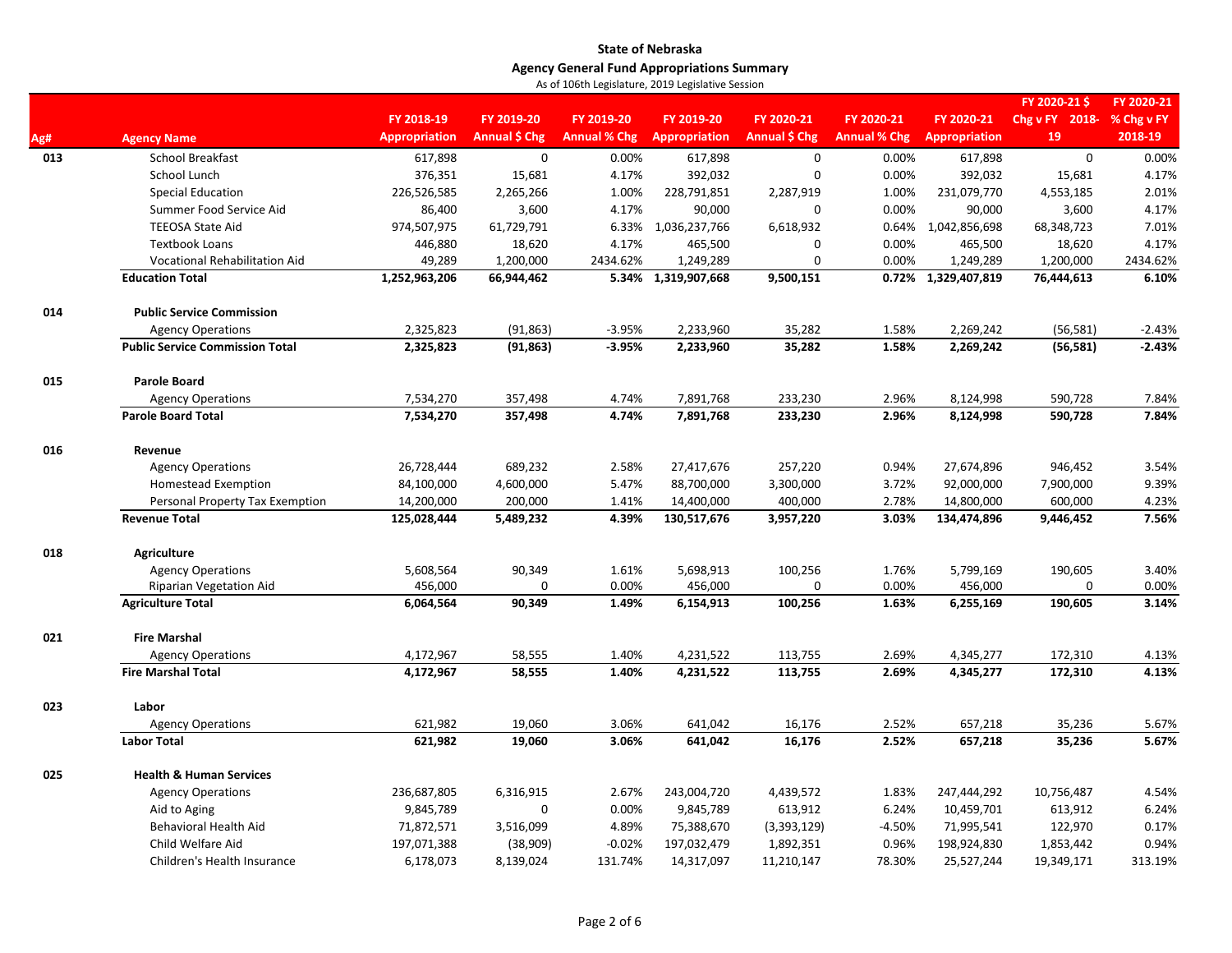**State of Nebraska**

**Agency General Fund Appropriations Summary**

As of 106th Legislature, 2019 Legislative Session

| Ag# | Agency Name | FY 2018-19 Appropriation | FY 2019-20 Annual $ Chg | FY 2019-20 Annual % Chg | FY 2019-20 Appropriation | FY 2020-21 Annual $ Chg | FY 2020-21 Annual % Chg | FY 2020-21 Appropriation | FY 2020-21 $ Chg v FY 2018-19 | FY 2020-21 % Chg v FY 2018-19 |
|---|---|---|---|---|---|---|---|---|---|---|
| 013 | School Breakfast | 617,898 | 0 | 0.00% | 617,898 | 0 | 0.00% | 617,898 | 0 | 0.00% |
| | School Lunch | 376,351 | 15,681 | 4.17% | 392,032 | 0 | 0.00% | 392,032 | 15,681 | 4.17% |
| | Special Education | 226,526,585 | 2,265,266 | 1.00% | 228,791,851 | 2,287,919 | 1.00% | 231,079,770 | 4,553,185 | 2.01% |
| | Summer Food Service Aid | 86,400 | 3,600 | 4.17% | 90,000 | 0 | 0.00% | 90,000 | 3,600 | 4.17% |
| | TEEOSA State Aid | 974,507,975 | 61,729,791 | 6.33% | 1,036,237,766 | 6,618,932 | 0.64% | 1,042,856,698 | 68,348,723 | 7.01% |
| | Textbook Loans | 446,880 | 18,620 | 4.17% | 465,500 | 0 | 0.00% | 465,500 | 18,620 | 4.17% |
| | Vocational Rehabilitation Aid | 49,289 | 1,200,000 | 2434.62% | 1,249,289 | 0 | 0.00% | 1,249,289 | 1,200,000 | 2434.62% |
| | **Education Total** | **1,252,963,206** | **66,944,462** | **5.34%** | **1,319,907,668** | **9,500,151** | **0.72%** | **1,329,407,819** | **76,444,613** | **6.10%** |
| **014** | **Public Service Commission** | | | | | | | | | |
| | Agency Operations | 2,325,823 | (91,863) | -3.95% | 2,233,960 | 35,282 | 1.58% | 2,269,242 | (56,581) | -2.43% |
| | **Public Service Commission Total** | **2,325,823** | **(91,863)** | **-3.95%** | **2,233,960** | **35,282** | **1.58%** | **2,269,242** | **(56,581)** | **-2.43%** |
| **015** | **Parole Board** | | | | | | | | | |
| | Agency Operations | 7,534,270 | 357,498 | 4.74% | 7,891,768 | 233,230 | 2.96% | 8,124,998 | 590,728 | 7.84% |
| | **Parole Board Total** | **7,534,270** | **357,498** | **4.74%** | **7,891,768** | **233,230** | **2.96%** | **8,124,998** | **590,728** | **7.84%** |
| **016** | **Revenue** | | | | | | | | | |
| | Agency Operations | 26,728,444 | 689,232 | 2.58% | 27,417,676 | 257,220 | 0.94% | 27,674,896 | 946,452 | 3.54% |
| | Homestead Exemption | 84,100,000 | 4,600,000 | 5.47% | 88,700,000 | 3,300,000 | 3.72% | 92,000,000 | 7,900,000 | 9.39% |
| | Personal Property Tax Exemption | 14,200,000 | 200,000 | 1.41% | 14,400,000 | 400,000 | 2.78% | 14,800,000 | 600,000 | 4.23% |
| | **Revenue Total** | **125,028,444** | **5,489,232** | **4.39%** | **130,517,676** | **3,957,220** | **3.03%** | **134,474,896** | **9,446,452** | **7.56%** |
| **018** | **Agriculture** | | | | | | | | | |
| | Agency Operations | 5,608,564 | 90,349 | 1.61% | 5,698,913 | 100,256 | 1.76% | 5,799,169 | 190,605 | 3.40% |
| | Riparian Vegetation Aid | 456,000 | 0 | 0.00% | 456,000 | 0 | 0.00% | 456,000 | 0 | 0.00% |
| | **Agriculture Total** | **6,064,564** | **90,349** | **1.49%** | **6,154,913** | **100,256** | **1.63%** | **6,255,169** | **190,605** | **3.14%** |
| **021** | **Fire Marshal** | | | | | | | | | |
| | Agency Operations | 4,172,967 | 58,555 | 1.40% | 4,231,522 | 113,755 | 2.69% | 4,345,277 | 172,310 | 4.13% |
| | **Fire Marshal Total** | **4,172,967** | **58,555** | **1.40%** | **4,231,522** | **113,755** | **2.69%** | **4,345,277** | **172,310** | **4.13%** |
| **023** | **Labor** | | | | | | | | | |
| | Agency Operations | 621,982 | 19,060 | 3.06% | 641,042 | 16,176 | 2.52% | 657,218 | 35,236 | 5.67% |
| | **Labor Total** | **621,982** | **19,060** | **3.06%** | **641,042** | **16,176** | **2.52%** | **657,218** | **35,236** | **5.67%** |
| **025** | **Health & Human Services** | | | | | | | | | |
| | Agency Operations | 236,687,805 | 6,316,915 | 2.67% | 243,004,720 | 4,439,572 | 1.83% | 247,444,292 | 10,756,487 | 4.54% |
| | Aid to Aging | 9,845,789 | 0 | 0.00% | 9,845,789 | 613,912 | 6.24% | 10,459,701 | 613,912 | 6.24% |
| | Behavioral Health Aid | 71,872,571 | 3,516,099 | 4.89% | 75,388,670 | (3,393,129) | -4.50% | 71,995,541 | 122,970 | 0.17% |
| | Child Welfare Aid | 197,071,388 | (38,909) | -0.02% | 197,032,479 | 1,892,351 | 0.96% | 198,924,830 | 1,853,442 | 0.94% |
| | Children's Health Insurance | 6,178,073 | 8,139,024 | 131.74% | 14,317,097 | 11,210,147 | 78.30% | 25,527,244 | 19,349,171 | 313.19% |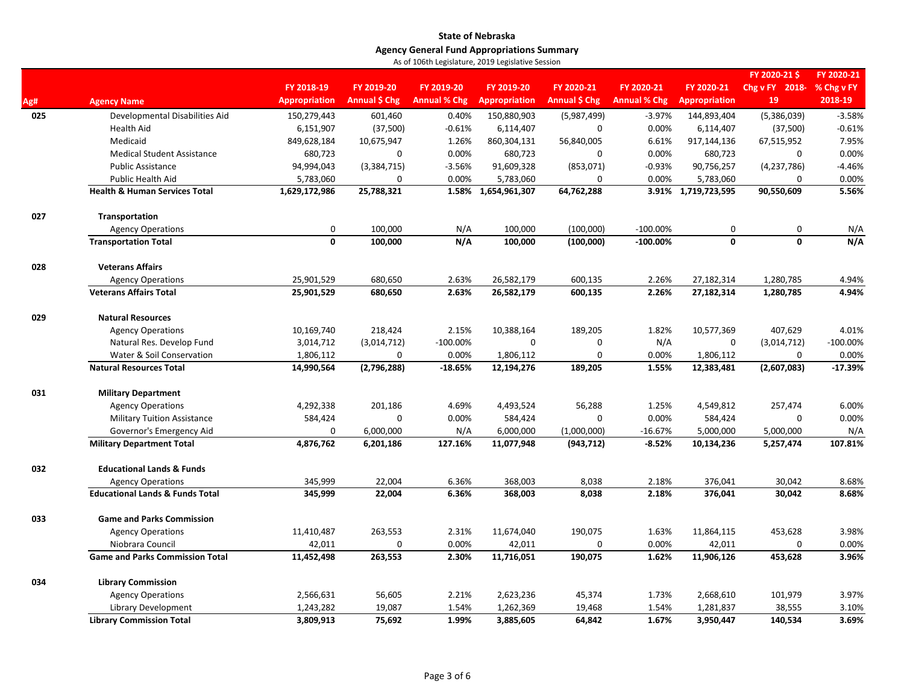**State of Nebraska**

**Agency General Fund Appropriations Summary**

As of 106th Legislature, 2019 Legislative Session

| Ag# | Agency Name | FY 2018-19 Appropriation | FY 2019-20 Annual $ Chg | FY 2019-20 Annual % Chg | FY 2019-20 Appropriation | FY 2020-21 Annual $ Chg | FY 2020-21 Annual % Chg | FY 2020-21 Appropriation | FY 2020-21 $ Chg v FY 2018-19 | FY 2020-21 % Chg v FY 2018-19 |
|---|---|---|---|---|---|---|---|---|---|---|
| 025 | Developmental Disabilities Aid | 150,279,443 | 601,460 | 0.40% | 150,880,903 | (5,987,499) | -3.97% | 144,893,404 | (5,386,039) | -3.58% |
| | Health Aid | 6,151,907 | (37,500) | -0.61% | 6,114,407 | 0 | 0.00% | 6,114,407 | (37,500) | -0.61% |
| | Medicaid | 849,628,184 | 10,675,947 | 1.26% | 860,304,131 | 56,840,005 | 6.61% | 917,144,136 | 67,515,952 | 7.95% |
| | Medical Student Assistance | 680,723 | 0 | 0.00% | 680,723 | 0 | 0.00% | 680,723 | 0 | 0.00% |
| | Public Assistance | 94,994,043 | (3,384,715) | -3.56% | 91,609,328 | (853,071) | -0.93% | 90,756,257 | (4,237,786) | -4.46% |
| | Public Health Aid | 5,783,060 | 0 | 0.00% | 5,783,060 | 0 | 0.00% | 5,783,060 | 0 | 0.00% |
| | **Health & Human Services Total** | **1,629,172,986** | **25,788,321** | **1.58%** | **1,654,961,307** | **64,762,288** | **3.91%** | **1,719,723,595** | **90,550,609** | **5.56%** |
| 027 | **Transportation** | | | | | | | | | |
| | Agency Operations | 0 | 100,000 | N/A | 100,000 | (100,000) | -100.00% | 0 | 0 | N/A |
| | **Transportation Total** | **0** | **100,000** | **N/A** | **100,000** | **(100,000)** | **-100.00%** | **0** | **0** | **N/A** |
| 028 | **Veterans Affairs** | | | | | | | | | |
| | Agency Operations | 25,901,529 | 680,650 | 2.63% | 26,582,179 | 600,135 | 2.26% | 27,182,314 | 1,280,785 | 4.94% |
| | **Veterans Affairs Total** | **25,901,529** | **680,650** | **2.63%** | **26,582,179** | **600,135** | **2.26%** | **27,182,314** | **1,280,785** | **4.94%** |
| 029 | **Natural Resources** | | | | | | | | | |
| | Agency Operations | 10,169,740 | 218,424 | 2.15% | 10,388,164 | 189,205 | 1.82% | 10,577,369 | 407,629 | 4.01% |
| | Natural Res. Develop Fund | 3,014,712 | (3,014,712) | -100.00% | 0 | 0 | N/A | 0 | (3,014,712) | -100.00% |
| | Water & Soil Conservation | 1,806,112 | 0 | 0.00% | 1,806,112 | 0 | 0.00% | 1,806,112 | 0 | 0.00% |
| | **Natural Resources Total** | **14,990,564** | **(2,796,288)** | **-18.65%** | **12,194,276** | **189,205** | **1.55%** | **12,383,481** | **(2,607,083)** | **-17.39%** |
| 031 | **Military Department** | | | | | | | | | |
| | Agency Operations | 4,292,338 | 201,186 | 4.69% | 4,493,524 | 56,288 | 1.25% | 4,549,812 | 257,474 | 6.00% |
| | Military Tuition Assistance | 584,424 | 0 | 0.00% | 584,424 | 0 | 0.00% | 584,424 | 0 | 0.00% |
| | Governor's Emergency Aid | 0 | 6,000,000 | N/A | 6,000,000 | (1,000,000) | -16.67% | 5,000,000 | 5,000,000 | N/A |
| | **Military Department Total** | **4,876,762** | **6,201,186** | **127.16%** | **11,077,948** | **(943,712)** | **-8.52%** | **10,134,236** | **5,257,474** | **107.81%** |
| 032 | **Educational Lands & Funds** | | | | | | | | | |
| | Agency Operations | 345,999 | 22,004 | 6.36% | 368,003 | 8,038 | 2.18% | 376,041 | 30,042 | 8.68% |
| | **Educational Lands & Funds Total** | **345,999** | **22,004** | **6.36%** | **368,003** | **8,038** | **2.18%** | **376,041** | **30,042** | **8.68%** |
| 033 | **Game and Parks Commission** | | | | | | | | | |
| | Agency Operations | 11,410,487 | 263,553 | 2.31% | 11,674,040 | 190,075 | 1.63% | 11,864,115 | 453,628 | 3.98% |
| | Niobrara Council | 42,011 | 0 | 0.00% | 42,011 | 0 | 0.00% | 42,011 | 0 | 0.00% |
| | **Game and Parks Commission Total** | **11,452,498** | **263,553** | **2.30%** | **11,716,051** | **190,075** | **1.62%** | **11,906,126** | **453,628** | **3.96%** |
| 034 | **Library Commission** | | | | | | | | | |
| | Agency Operations | 2,566,631 | 56,605 | 2.21% | 2,623,236 | 45,374 | 1.73% | 2,668,610 | 101,979 | 3.97% |
| | Library Development | 1,243,282 | 19,087 | 1.54% | 1,262,369 | 19,468 | 1.54% | 1,281,837 | 38,555 | 3.10% |
| | **Library Commission Total** | **3,809,913** | **75,692** | **1.99%** | **3,885,605** | **64,842** | **1.67%** | **3,950,447** | **140,534** | **3.69%** |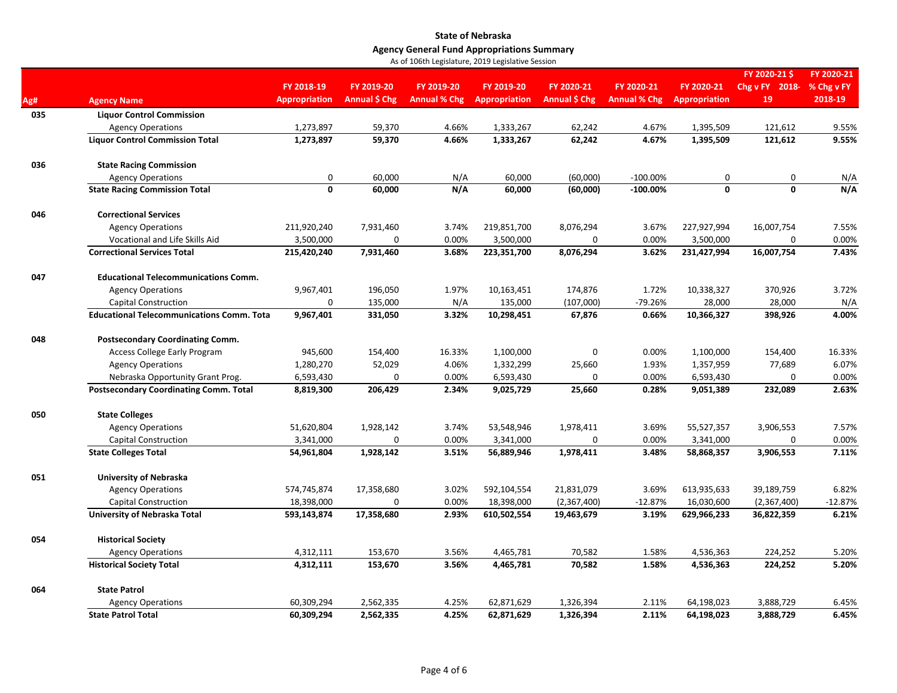**State of Nebraska**
**Agency General Fund Appropriations Summary**
As of 106th Legislature, 2019 Legislative Session

| Ag# | Agency Name | FY 2018-19 Appropriation | FY 2019-20 Annual $ Chg | FY 2019-20 Annual % Chg | FY 2019-20 Appropriation | FY 2020-21 Annual $ Chg | FY 2020-21 Annual % Chg | FY 2020-21 Appropriation | FY 2020-21 $ Chg v FY 2018-19 | FY 2020-21 % Chg v FY 2018-19 |
|---|---|---|---|---|---|---|---|---|---|---|
| 035 | **Liquor Control Commission** | | | | | | | | | |
| | Agency Operations | 1,273,897 | 59,370 | 4.66% | 1,333,267 | 62,242 | 4.67% | 1,395,509 | 121,612 | 9.55% |
| | **Liquor Control Commission Total** | **1,273,897** | **59,370** | **4.66%** | **1,333,267** | **62,242** | **4.67%** | **1,395,509** | **121,612** | **9.55%** |
| 036 | **State Racing Commission** | | | | | | | | | |
| | Agency Operations | 0 | 60,000 | N/A | 60,000 | (60,000) | -100.00% | 0 | 0 | N/A |
| | **State Racing Commission Total** | **0** | **60,000** | **N/A** | **60,000** | **(60,000)** | **-100.00%** | **0** | **0** | **N/A** |
| 046 | **Correctional Services** | | | | | | | | | |
| | Agency Operations | 211,920,240 | 7,931,460 | 3.74% | 219,851,700 | 8,076,294 | 3.67% | 227,927,994 | 16,007,754 | 7.55% |
| | Vocational and Life Skills Aid | 3,500,000 | 0 | 0.00% | 3,500,000 | 0 | 0.00% | 3,500,000 | 0 | 0.00% |
| | **Correctional Services Total** | **215,420,240** | **7,931,460** | **3.68%** | **223,351,700** | **8,076,294** | **3.62%** | **231,427,994** | **16,007,754** | **7.43%** |
| 047 | **Educational Telecommunications Comm.** | | | | | | | | | |
| | Agency Operations | 9,967,401 | 196,050 | 1.97% | 10,163,451 | 174,876 | 1.72% | 10,338,327 | 370,926 | 3.72% |
| | Capital Construction | 0 | 135,000 | N/A | 135,000 | (107,000) | -79.26% | 28,000 | 28,000 | N/A |
| | **Educational Telecommunications Comm. Tota** | **9,967,401** | **331,050** | **3.32%** | **10,298,451** | **67,876** | **0.66%** | **10,366,327** | **398,926** | **4.00%** |
| 048 | **Postsecondary Coordinating Comm.** | | | | | | | | | |
| | Access College Early Program | 945,600 | 154,400 | 16.33% | 1,100,000 | 0 | 0.00% | 1,100,000 | 154,400 | 16.33% |
| | Agency Operations | 1,280,270 | 52,029 | 4.06% | 1,332,299 | 25,660 | 1.93% | 1,357,959 | 77,689 | 6.07% |
| | Nebraska Opportunity Grant Prog. | 6,593,430 | 0 | 0.00% | 6,593,430 | 0 | 0.00% | 6,593,430 | 0 | 0.00% |
| | **Postsecondary Coordinating Comm. Total** | **8,819,300** | **206,429** | **2.34%** | **9,025,729** | **25,660** | **0.28%** | **9,051,389** | **232,089** | **2.63%** |
| 050 | **State Colleges** | | | | | | | | | |
| | Agency Operations | 51,620,804 | 1,928,142 | 3.74% | 53,548,946 | 1,978,411 | 3.69% | 55,527,357 | 3,906,553 | 7.57% |
| | Capital Construction | 3,341,000 | 0 | 0.00% | 3,341,000 | 0 | 0.00% | 3,341,000 | 0 | 0.00% |
| | **State Colleges Total** | **54,961,804** | **1,928,142** | **3.51%** | **56,889,946** | **1,978,411** | **3.48%** | **58,868,357** | **3,906,553** | **7.11%** |
| 051 | **University of Nebraska** | | | | | | | | | |
| | Agency Operations | 574,745,874 | 17,358,680 | 3.02% | 592,104,554 | 21,831,079 | 3.69% | 613,935,633 | 39,189,759 | 6.82% |
| | Capital Construction | 18,398,000 | 0 | 0.00% | 18,398,000 | (2,367,400) | -12.87% | 16,030,600 | (2,367,400) | -12.87% |
| | **University of Nebraska Total** | **593,143,874** | **17,358,680** | **2.93%** | **610,502,554** | **19,463,679** | **3.19%** | **629,966,233** | **36,822,359** | **6.21%** |
| 054 | **Historical Society** | | | | | | | | | |
| | Agency Operations | 4,312,111 | 153,670 | 3.56% | 4,465,781 | 70,582 | 1.58% | 4,536,363 | 224,252 | 5.20% |
| | **Historical Society Total** | **4,312,111** | **153,670** | **3.56%** | **4,465,781** | **70,582** | **1.58%** | **4,536,363** | **224,252** | **5.20%** |
| 064 | **State Patrol** | | | | | | | | | |
| | Agency Operations | 60,309,294 | 2,562,335 | 4.25% | 62,871,629 | 1,326,394 | 2.11% | 64,198,023 | 3,888,729 | 6.45% |
| | **State Patrol Total** | **60,309,294** | **2,562,335** | **4.25%** | **62,871,629** | **1,326,394** | **2.11%** | **64,198,023** | **3,888,729** | **6.45%** |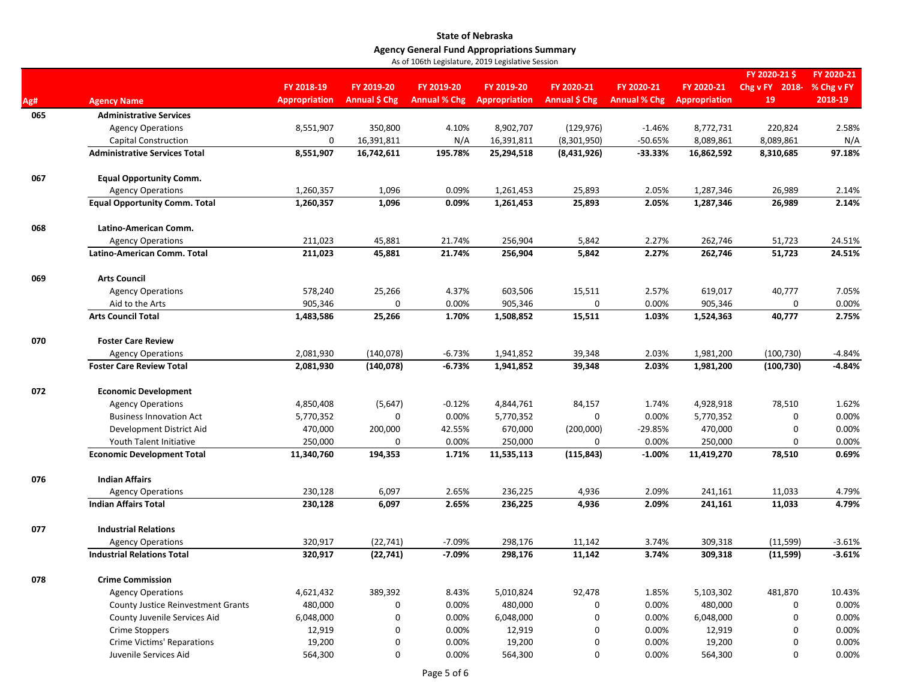**State of Nebraska**

**Agency General Fund Appropriations Summary**

As of 106th Legislature, 2019 Legislative Session

| Ag# | Agency Name | FY 2018-19 Appropriation | FY 2019-20 Annual $ Chg | FY 2019-20 Annual % Chg | FY 2019-20 Appropriation | FY 2020-21 Annual $ Chg | FY 2020-21 Annual % Chg | FY 2020-21 Appropriation | FY 2020-21 $ Chg v FY 2018-19 | FY 2020-21 % Chg v FY 2018-19 |
|---|---|---|---|---|---|---|---|---|---|---|
| 065 | **Administrative Services** | | | | | | | | | |
| | Agency Operations | 8,551,907 | 350,800 | 4.10% | 8,902,707 | (129,976) | -1.46% | 8,772,731 | 220,824 | 2.58% |
| | Capital Construction | 0 | 16,391,811 | N/A | 16,391,811 | (8,301,950) | -50.65% | 8,089,861 | 8,089,861 | N/A |
| | **Administrative Services Total** | **8,551,907** | **16,742,611** | **195.78%** | **25,294,518** | **(8,431,926)** | **-33.33%** | **16,862,592** | **8,310,685** | **97.18%** |
| 067 | **Equal Opportunity Comm.** | | | | | | | | | |
| | Agency Operations | 1,260,357 | 1,096 | 0.09% | 1,261,453 | 25,893 | 2.05% | 1,287,346 | 26,989 | 2.14% |
| | **Equal Opportunity Comm. Total** | **1,260,357** | **1,096** | **0.09%** | **1,261,453** | **25,893** | **2.05%** | **1,287,346** | **26,989** | **2.14%** |
| 068 | **Latino-American Comm.** | | | | | | | | | |
| | Agency Operations | 211,023 | 45,881 | 21.74% | 256,904 | 5,842 | 2.27% | 262,746 | 51,723 | 24.51% |
| | **Latino-American Comm. Total** | **211,023** | **45,881** | **21.74%** | **256,904** | **5,842** | **2.27%** | **262,746** | **51,723** | **24.51%** |
| 069 | **Arts Council** | | | | | | | | | |
| | Agency Operations | 578,240 | 25,266 | 4.37% | 603,506 | 15,511 | 2.57% | 619,017 | 40,777 | 7.05% |
| | Aid to the Arts | 905,346 | 0 | 0.00% | 905,346 | 0 | 0.00% | 905,346 | 0 | 0.00% |
| | **Arts Council Total** | **1,483,586** | **25,266** | **1.70%** | **1,508,852** | **15,511** | **1.03%** | **1,524,363** | **40,777** | **2.75%** |
| 070 | **Foster Care Review** | | | | | | | | | |
| | Agency Operations | 2,081,930 | (140,078) | -6.73% | 1,941,852 | 39,348 | 2.03% | 1,981,200 | (100,730) | -4.84% |
| | **Foster Care Review Total** | **2,081,930** | **(140,078)** | **-6.73%** | **1,941,852** | **39,348** | **2.03%** | **1,981,200** | **(100,730)** | **-4.84%** |
| 072 | **Economic Development** | | | | | | | | | |
| | Agency Operations | 4,850,408 | (5,647) | -0.12% | 4,844,761 | 84,157 | 1.74% | 4,928,918 | 78,510 | 1.62% |
| | Business Innovation Act | 5,770,352 | 0 | 0.00% | 5,770,352 | 0 | 0.00% | 5,770,352 | 0 | 0.00% |
| | Development District Aid | 470,000 | 200,000 | 42.55% | 670,000 | (200,000) | -29.85% | 470,000 | 0 | 0.00% |
| | Youth Talent Initiative | 250,000 | 0 | 0.00% | 250,000 | 0 | 0.00% | 250,000 | 0 | 0.00% |
| | **Economic Development Total** | **11,340,760** | **194,353** | **1.71%** | **11,535,113** | **(115,843)** | **-1.00%** | **11,419,270** | **78,510** | **0.69%** |
| 076 | **Indian Affairs** | | | | | | | | | |
| | Agency Operations | 230,128 | 6,097 | 2.65% | 236,225 | 4,936 | 2.09% | 241,161 | 11,033 | 4.79% |
| | **Indian Affairs Total** | **230,128** | **6,097** | **2.65%** | **236,225** | **4,936** | **2.09%** | **241,161** | **11,033** | **4.79%** |
| 077 | **Industrial Relations** | | | | | | | | | |
| | Agency Operations | 320,917 | (22,741) | -7.09% | 298,176 | 11,142 | 3.74% | 309,318 | (11,599) | -3.61% |
| | **Industrial Relations Total** | **320,917** | **(22,741)** | **-7.09%** | **298,176** | **11,142** | **3.74%** | **309,318** | **(11,599)** | **-3.61%** |
| 078 | **Crime Commission** | | | | | | | | | |
| | Agency Operations | 4,621,432 | 389,392 | 8.43% | 5,010,824 | 92,478 | 1.85% | 5,103,302 | 481,870 | 10.43% |
| | County Justice Reinvestment Grants | 480,000 | 0 | 0.00% | 480,000 | 0 | 0.00% | 480,000 | 0 | 0.00% |
| | County Juvenile Services Aid | 6,048,000 | 0 | 0.00% | 6,048,000 | 0 | 0.00% | 6,048,000 | 0 | 0.00% |
| | Crime Stoppers | 12,919 | 0 | 0.00% | 12,919 | 0 | 0.00% | 12,919 | 0 | 0.00% |
| | Crime Victims' Reparations | 19,200 | 0 | 0.00% | 19,200 | 0 | 0.00% | 19,200 | 0 | 0.00% |
| | Juvenile Services Aid | 564,300 | 0 | 0.00% | 564,300 | 0 | 0.00% | 564,300 | 0 | 0.00% |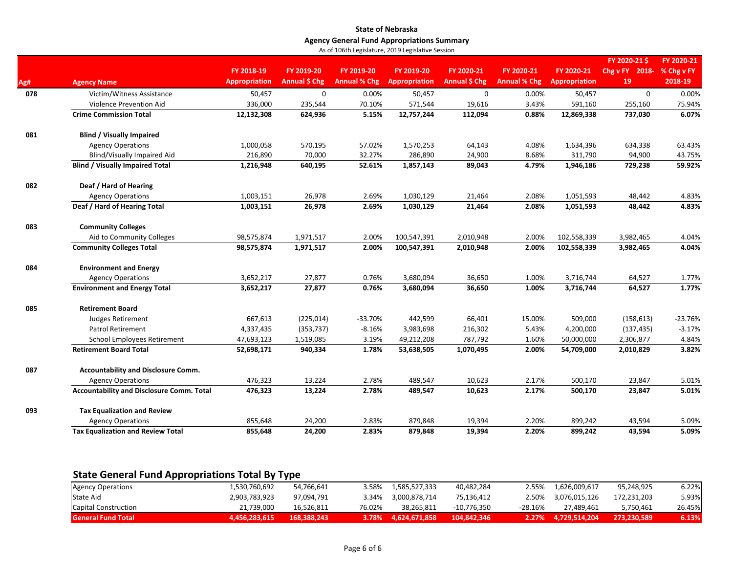**State of Nebraska**

**Agency General Fund Appropriations Summary**

As of 106th Legislature, 2019 Legislative Session

| Ag# | Agency Name | FY 2018-19 Appropriation | FY 2019-20 Annual $ Chg | FY 2019-20 Annual % Chg | FY 2019-20 Appropriation | FY 2020-21 Annual $ Chg | FY 2020-21 Annual % Chg | FY 2020-21 Appropriation | FY 2020-21 $ Chg v FY 2018-19 | FY 2020-21 % Chg v FY 2018-19 |
|---|---|---|---|---|---|---|---|---|---|---|
| 078 | Victim/Witness Assistance | 50,457 | 0 | 0.00% | 50,457 | 0 | 0.00% | 50,457 | 0 | 0.00% |
| | Violence Prevention Aid | 336,000 | 235,544 | 70.10% | 571,544 | 19,616 | 3.43% | 591,160 | 255,160 | 75.94% |
| | **Crime Commission Total** | **12,132,308** | **624,936** | **5.15%** | **12,757,244** | **112,094** | **0.88%** | **12,869,338** | **737,030** | **6.07%** |
| 081 | **Blind / Visually Impaired** | | | | | | | | | |
| | Agency Operations | 1,000,058 | 570,195 | 57.02% | 1,570,253 | 64,143 | 4.08% | 1,634,396 | 634,338 | 63.43% |
| | Blind/Visually Impaired Aid | 216,890 | 70,000 | 32.27% | 286,890 | 24,900 | 8.68% | 311,790 | 94,900 | 43.75% |
| | **Blind / Visually Impaired Total** | **1,216,948** | **640,195** | **52.61%** | **1,857,143** | **89,043** | **4.79%** | **1,946,186** | **729,238** | **59.92%** |
| 082 | **Deaf / Hard of Hearing** | | | | | | | | | |
| | Agency Operations | 1,003,151 | 26,978 | 2.69% | 1,030,129 | 21,464 | 2.08% | 1,051,593 | 48,442 | 4.83% |
| | **Deaf / Hard of Hearing Total** | **1,003,151** | **26,978** | **2.69%** | **1,030,129** | **21,464** | **2.08%** | **1,051,593** | **48,442** | **4.83%** |
| 083 | **Community Colleges** | | | | | | | | | |
| | Aid to Community Colleges | 98,575,874 | 1,971,517 | 2.00% | 100,547,391 | 2,010,948 | 2.00% | 102,558,339 | 3,982,465 | 4.04% |
| | **Community Colleges Total** | **98,575,874** | **1,971,517** | **2.00%** | **100,547,391** | **2,010,948** | **2.00%** | **102,558,339** | **3,982,465** | **4.04%** |
| 084 | **Environment and Energy** | | | | | | | | | |
| | Agency Operations | 3,652,217 | 27,877 | 0.76% | 3,680,094 | 36,650 | 1.00% | 3,716,744 | 64,527 | 1.77% |
| | **Environment and Energy Total** | **3,652,217** | **27,877** | **0.76%** | **3,680,094** | **36,650** | **1.00%** | **3,716,744** | **64,527** | **1.77%** |
| 085 | **Retirement Board** | | | | | | | | | |
| | Judges Retirement | 667,613 | (225,014) | -33.70% | 442,599 | 66,401 | 15.00% | 509,000 | (158,613) | -23.76% |
| | Patrol Retirement | 4,337,435 | (353,737) | -8.16% | 3,983,698 | 216,302 | 5.43% | 4,200,000 | (137,435) | -3.17% |
| | School Employees Retirement | 47,693,123 | 1,519,085 | 3.19% | 49,212,208 | 787,792 | 1.60% | 50,000,000 | 2,306,877 | 4.84% |
| | **Retirement Board Total** | **52,698,171** | **940,334** | **1.78%** | **53,638,505** | **1,070,495** | **2.00%** | **54,709,000** | **2,010,829** | **3.82%** |
| 087 | **Accountability and Disclosure Comm.** | | | | | | | | | |
| | Agency Operations | 476,323 | 13,224 | 2.78% | 489,547 | 10,623 | 2.17% | 500,170 | 23,847 | 5.01% |
| | **Accountability and Disclosure Comm. Total** | **476,323** | **13,224** | **2.78%** | **489,547** | **10,623** | **2.17%** | **500,170** | **23,847** | **5.01%** |
| 093 | **Tax Equalization and Review** | | | | | | | | | |
| | Agency Operations | 855,648 | 24,200 | 2.83% | 879,848 | 19,394 | 2.20% | 899,242 | 43,594 | 5.09% |
| | **Tax Equalization and Review Total** | **855,648** | **24,200** | **2.83%** | **879,848** | **19,394** | **2.20%** | **899,242** | **43,594** | **5.09%** |

## State General Fund Appropriations Total By Type

| | | | | | | | | | |
|---|---|---|---|---|---|---|---|---|---|
| Agency Operations | 1,530,760,692 | 54,766,641 | 3.58% | 1,585,527,333 | 40,482,284 | 2.55% | 1,626,009,617 | 95,248,925 | 6.22% |
| State Aid | 2,903,783,923 | 97,094,791 | 3.34% | 3,000,878,714 | 75,136,412 | 2.50% | 3,076,015,126 | 172,231,203 | 5.93% |
| Capital Construction | 21,739,000 | 16,526,811 | 76.02% | 38,265,811 | -10,776,350 | -28.16% | 27,489,461 | 5,750,461 | 26.45% |
| **General Fund Total** | **4,456,283,615** | **168,388,243** | **3.78%** | **4,624,671,858** | **104,842,346** | **2.27%** | **4,729,514,204** | **273,230,589** | **6.13%** |